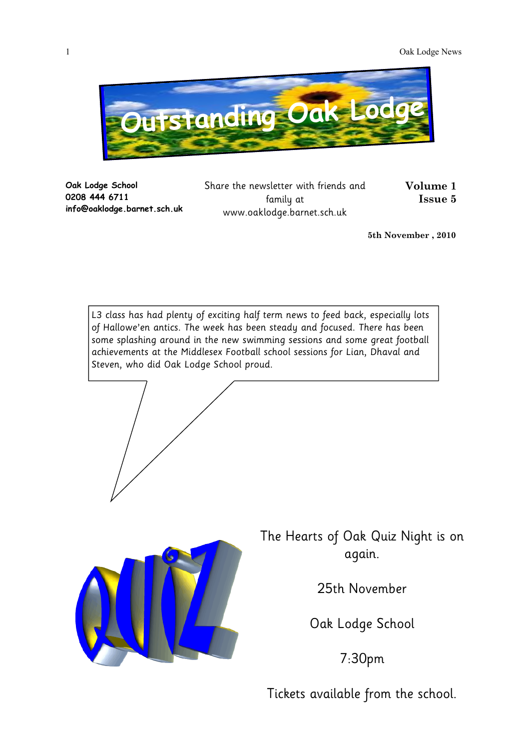# Outstanding Oak Lodge

**Oak Lodge School**
**0208 444 6711**
**info@oaklodge.barnet.sch.uk**

Share the newsletter with friends and family at www.oaklodge.barnet.sch.uk

**Volume 1**
**Issue 5**

**5th November , 2010**

*L3 class has had plenty of exciting half term news to feed back, especially lots of Hallowe'en antics. The week has been steady and focused. There has been some splashing around in the new swimming sessions and some great football achievements at the Middlesex Football school sessions for Lian, Dhaval and Steven, who did Oak Lodge School proud.*

The Hearts of Oak Quiz Night is on again.

25th November

Oak Lodge School

7:30pm

Tickets available from the school.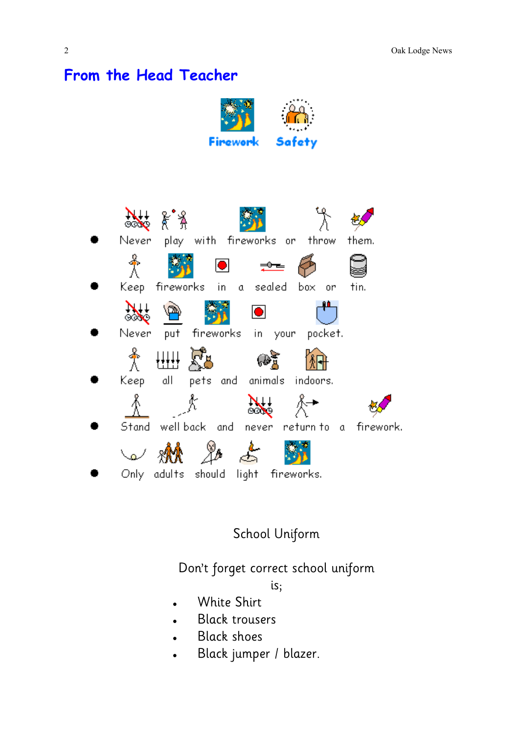## From the Head Teacher

**Firework Safety**

- Never play with fireworks or throw them.
- Keep fireworks in a sealed box or tin.
- Never put fireworks in your pocket.
- Keep all pets and animals indoors.
- Stand well back and never return to a firework.
- Only adults should light fireworks.

### School Uniform

Don't forget correct school uniform is;

- White Shirt
- Black trousers
- Black shoes
- Black jumper / blazer.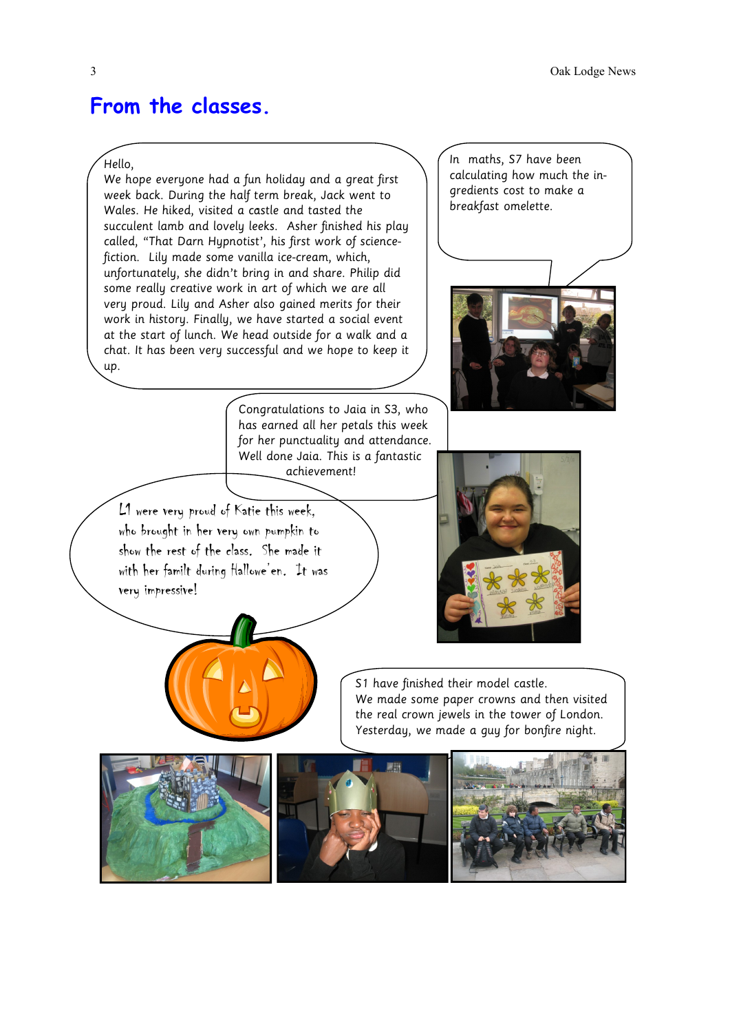# From the classes.

Hello,
We hope everyone had a fun holiday and a great first week back. During the half term break, Jack went to Wales. He hiked, visited a castle and tasted the succulent lamb and lovely leeks. Asher finished his play called, "That Darn Hypnotist', his first work of science-fiction. Lily made some vanilla ice-cream, which, unfortunately, she didn't bring in and share. Philip did some really creative work in art of which we are all very proud. Lily and Asher also gained merits for their work in history. Finally, we have started a social event at the start of lunch. We head outside for a walk and a chat. It has been very successful and we hope to keep it up.

In maths, S7 have been calculating how much the ingredients cost to make a breakfast omelette.

Congratulations to Jaia in S3, who has earned all her petals this week for her punctuality and attendance. Well done Jaia. This is a fantastic achievement!

L1 were very proud of Katie this week, who brought in her very own pumpkin to show the rest of the class. She made it with her familt during Hallowe'en. It was very impressive!

S1 have finished their model castle. We made some paper crowns and then visited the real crown jewels in the tower of London. Yesterday, we made a guy for bonfire night.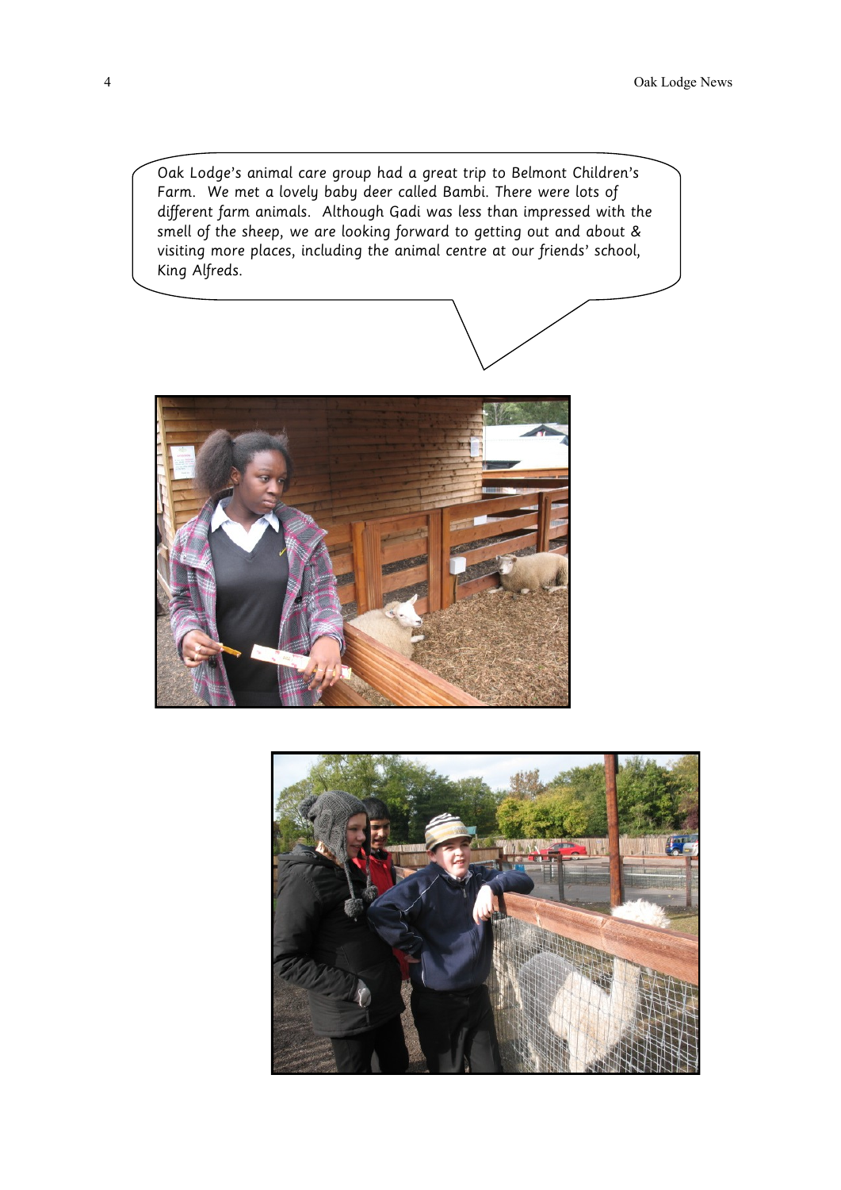Oak Lodge's animal care group had a great trip to Belmont Children's Farm. We met a lovely baby deer called Bambi. There were lots of different farm animals. Although Gadi was less than impressed with the smell of the sheep, we are looking forward to getting out and about & visiting more places, including the animal centre at our friends' school, King Alfreds.